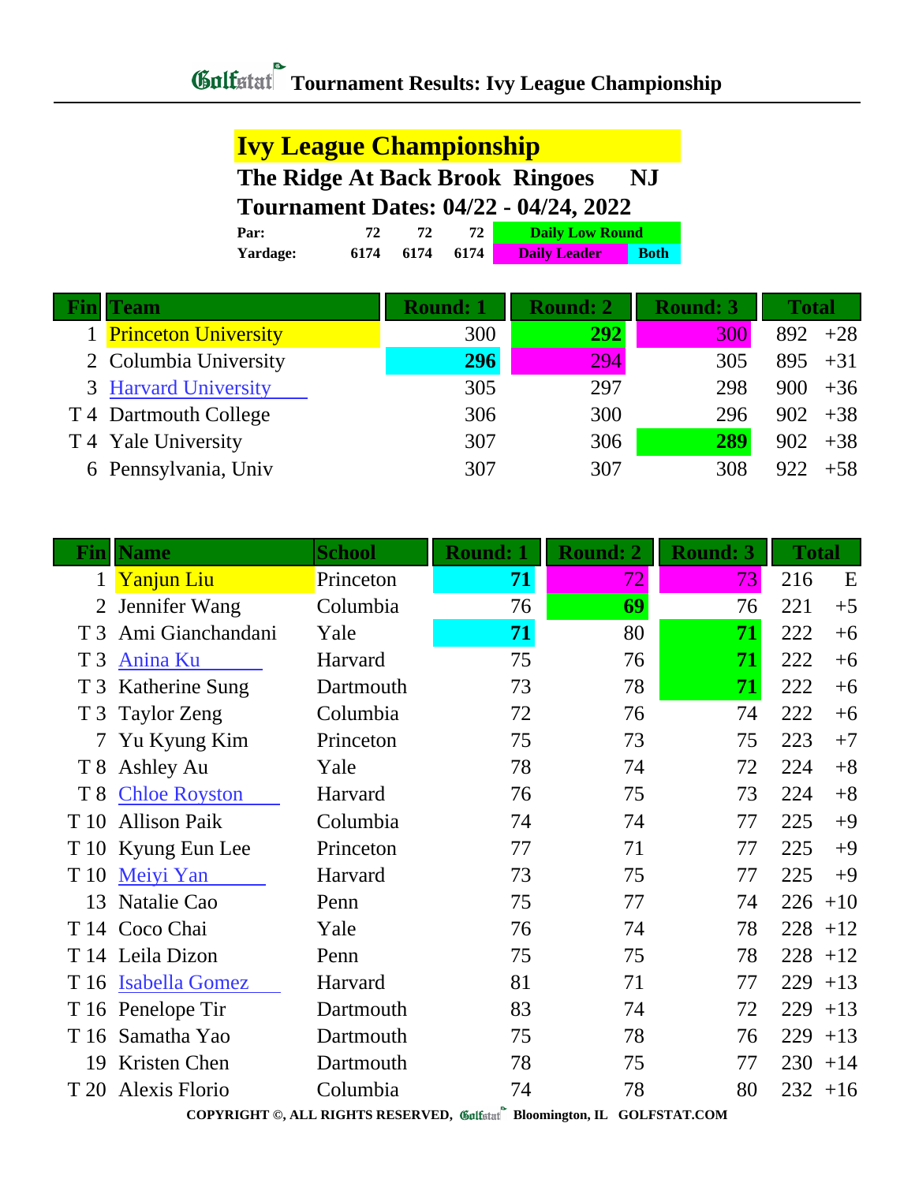# Tournament Results: Ivy League Championship

## Ivy League Championship

**The Ridge At Back Brook Ringoes NJ**

**Tournament Dates: 04/22 - 04/24, 2022**

| | | | | |
|---|---|---|---|---|
| **Par:** | 72 | 72 | 72 | Daily Low Round |
| **Yardage:** | 6174 | 6174 | 6174 | Daily Leader / Both |

| Fin | Team | Round: 1 | Round: 2 | Round: 3 | Total | |
|---|---|---|---|---|---|---|
| 1 | Princeton University | 300 | **292** | 300 | 892 | +28 |
| 2 | Columbia University | **296** | 294 | 305 | 895 | +31 |
| 3 | Harvard University | 305 | 297 | 298 | 900 | +36 |
| T 4 | Dartmouth College | 306 | 300 | 296 | 902 | +38 |
| T 4 | Yale University | 307 | 306 | **289** | 902 | +38 |
| 6 | Pennsylvania, Univ | 307 | 307 | 308 | 922 | +58 |

| Fin | Name | School | Round: 1 | Round: 2 | Round: 3 | Total | |
|---|---|---|---|---|---|---|---|
| 1 | Yanjun Liu | Princeton | **71** | 72 | 73 | 216 | E |
| 2 | Jennifer Wang | Columbia | 76 | **69** | 76 | 221 | +5 |
| T 3 | Ami Gianchandani | Yale | **71** | 80 | **71** | 222 | +6 |
| T 3 | Anina Ku | Harvard | 75 | 76 | **71** | 222 | +6 |
| T 3 | Katherine Sung | Dartmouth | 73 | 78 | **71** | 222 | +6 |
| T 3 | Taylor Zeng | Columbia | 72 | 76 | 74 | 222 | +6 |
| 7 | Yu Kyung Kim | Princeton | 75 | 73 | 75 | 223 | +7 |
| T 8 | Ashley Au | Yale | 78 | 74 | 72 | 224 | +8 |
| T 8 | Chloe Royston | Harvard | 76 | 75 | 73 | 224 | +8 |
| T 10 | Allison Paik | Columbia | 74 | 74 | 77 | 225 | +9 |
| T 10 | Kyung Eun Lee | Princeton | 77 | 71 | 77 | 225 | +9 |
| T 10 | Meiyi Yan | Harvard | 73 | 75 | 77 | 225 | +9 |
| 13 | Natalie Cao | Penn | 75 | 77 | 74 | 226 | +10 |
| T 14 | Coco Chai | Yale | 76 | 74 | 78 | 228 | +12 |
| T 14 | Leila Dizon | Penn | 75 | 75 | 78 | 228 | +12 |
| T 16 | Isabella Gomez | Harvard | 81 | 71 | 77 | 229 | +13 |
| T 16 | Penelope Tir | Dartmouth | 83 | 74 | 72 | 229 | +13 |
| T 16 | Samatha Yao | Dartmouth | 75 | 78 | 76 | 229 | +13 |
| 19 | Kristen Chen | Dartmouth | 78 | 75 | 77 | 230 | +14 |
| T 20 | Alexis Florio | Columbia | 74 | 78 | 80 | 232 | +16 |

COPYRIGHT ©, ALL RIGHTS RESERVED, Golfstat Bloomington, IL GOLFSTAT.COM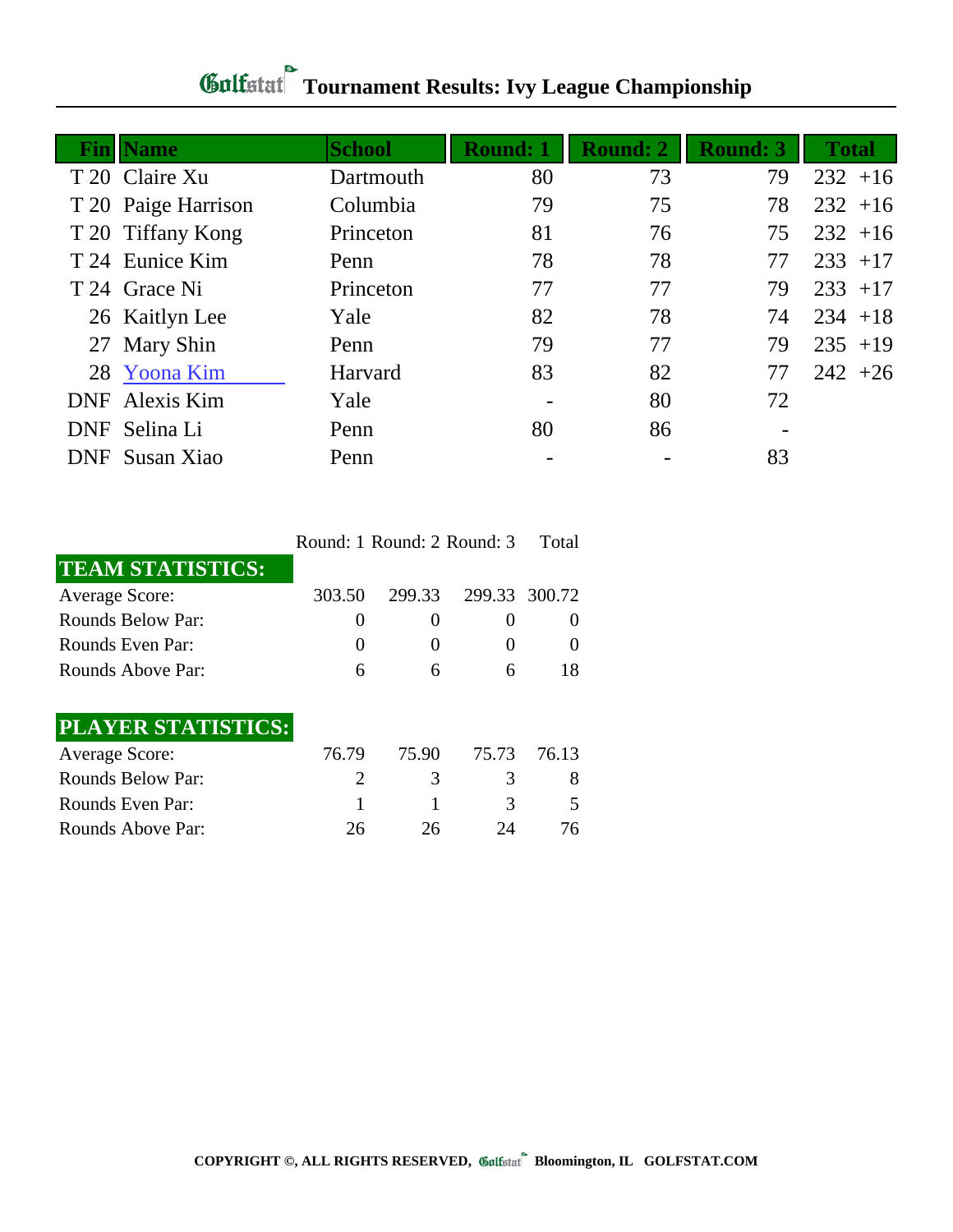# Golfstat Tournament Results: Ivy League Championship

| Fin | Name | School | Round: 1 | Round: 2 | Round: 3 | Total | |
|---|---|---|---|---|---|---|---|
| T 20 | Claire Xu | Dartmouth | 80 | 73 | 79 | 232 | +16 |
| T 20 | Paige Harrison | Columbia | 79 | 75 | 78 | 232 | +16 |
| T 20 | Tiffany Kong | Princeton | 81 | 76 | 75 | 232 | +16 |
| T 24 | Eunice Kim | Penn | 78 | 78 | 77 | 233 | +17 |
| T 24 | Grace Ni | Princeton | 77 | 77 | 79 | 233 | +17 |
| 26 | Kaitlyn Lee | Yale | 82 | 78 | 74 | 234 | +18 |
| 27 | Mary Shin | Penn | 79 | 77 | 79 | 235 | +19 |
| 28 | Yoona Kim | Harvard | 83 | 82 | 77 | 242 | +26 |
| DNF | Alexis Kim | Yale | - | 80 | 72 | | |
| DNF | Selina Li | Penn | 80 | 86 | - | | |
| DNF | Susan Xiao | Penn | - | - | 83 | | |

| TEAM STATISTICS: | Round: 1 | Round: 2 | Round: 3 | Total |
|---|---|---|---|---|
| Average Score: | 303.50 | 299.33 | 299.33 | 300.72 |
| Rounds Below Par: | 0 | 0 | 0 | 0 |
| Rounds Even Par: | 0 | 0 | 0 | 0 |
| Rounds Above Par: | 6 | 6 | 6 | 18 |

| PLAYER STATISTICS: | Round: 1 | Round: 2 | Round: 3 | Total |
|---|---|---|---|---|
| Average Score: | 76.79 | 75.90 | 75.73 | 76.13 |
| Rounds Below Par: | 2 | 3 | 3 | 8 |
| Rounds Even Par: | 1 | 1 | 3 | 5 |
| Rounds Above Par: | 26 | 26 | 24 | 76 |

COPYRIGHT ©, ALL RIGHTS RESERVED, Golfstat Bloomington, IL GOLFSTAT.COM